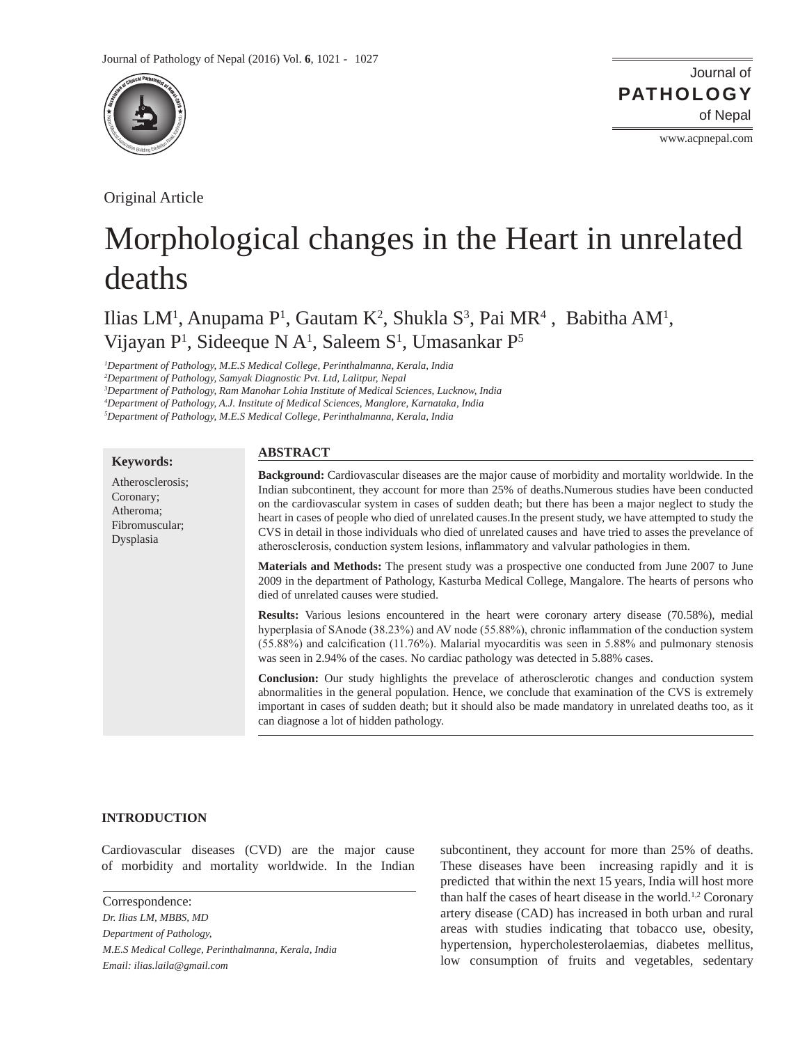Original Article

# Morphological changes in the Heart in unrelated deaths

Ilias LM[1], Anupama P[1], Gautam K[2], Shukla S[3], Pai MR[4], Babitha AM[1], Vijayan P[1], Sideeque N A[1], Saleem S[1], Umasankar P[5]

*[1]Department of Pathology, M.E.S Medical College, Perinthalmanna, Kerala, India*
*[2]Department of Pathology, Samyak Diagnostic Pvt. Ltd, Lalitpur, Nepal*
*[3]Department of Pathology, Ram Manohar Lohia Institute of Medical Sciences, Lucknow, India*
*[4]Department of Pathology, A.J. Institute of Medical Sciences, Manglore, Karnataka, India*
*[5]Department of Pathology, M.E.S Medical College, Perinthalmanna, Kerala, India*

**Keywords:**

Atherosclerosis;
Coronary;
Atheroma;
Fibromuscular;
Dysplasia

## ABSTRACT

**Background:** Cardiovascular diseases are the major cause of morbidity and mortality worldwide. In the Indian subcontinent, they account for more than 25% of deaths.Numerous studies have been conducted on the cardiovascular system in cases of sudden death; but there has been a major neglect to study the heart in cases of people who died of unrelated causes.In the present study, we have attempted to study the CVS in detail in those individuals who died of unrelated causes and have tried to asses the prevelance of atherosclerosis, conduction system lesions, inflammatory and valvular pathologies in them.

**Materials and Methods:** The present study was a prospective one conducted from June 2007 to June 2009 in the department of Pathology, Kasturba Medical College, Mangalore. The hearts of persons who died of unrelated causes were studied.

**Results:** Various lesions encountered in the heart were coronary artery disease (70.58%), medial hyperplasia of SAnode (38.23%) and AV node (55.88%), chronic inflammation of the conduction system (55.88%) and calcification (11.76%). Malarial myocarditis was seen in 5.88% and pulmonary stenosis was seen in 2.94% of the cases. No cardiac pathology was detected in 5.88% cases.

**Conclusion:** Our study highlights the prevelace of atherosclerotic changes and conduction system abnormalities in the general population. Hence, we conclude that examination of the CVS is extremely important in cases of sudden death; but it should also be made mandatory in unrelated deaths too, as it can diagnose a lot of hidden pathology.

## INTRODUCTION

Cardiovascular diseases (CVD) are the major cause of morbidity and mortality worldwide. In the Indian subcontinent, they account for more than 25% of deaths. These diseases have been increasing rapidly and it is predicted that within the next 15 years, India will host more than half the cases of heart disease in the world.[1,2] Coronary artery disease (CAD) has increased in both urban and rural areas with studies indicating that tobacco use, obesity, hypertension, hypercholesterolaemias, diabetes mellitus, low consumption of fruits and vegetables, sedentary

Correspondence:
*Dr. Ilias LM, MBBS, MD*
*Department of Pathology,*
*M.E.S Medical College, Perinthalmanna, Kerala, India*
*Email: ilias.laila@gmail.com*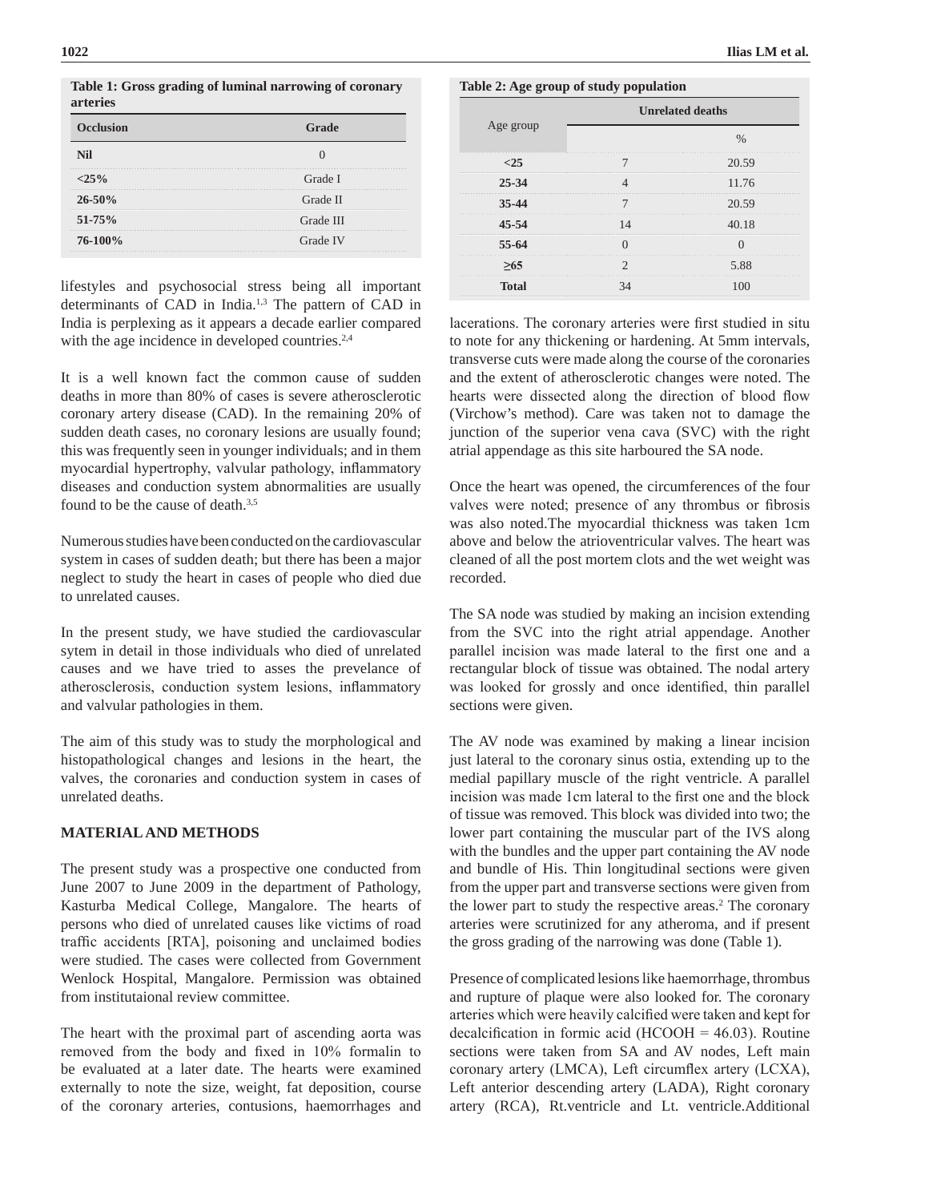**Table 1: Gross grading of luminal narrowing of coronary arteries**

| Occlusion | Grade |
|---|---|
| Nil | 0 |
| <25% | Grade I |
| 26-50% | Grade II |
| 51-75% | Grade III |
| 76-100% | Grade IV |

lifestyles and psychosocial stress being all important determinants of CAD in India.[1,3] The pattern of CAD in India is perplexing as it appears a decade earlier compared with the age incidence in developed countries.[2,4]

It is a well known fact the common cause of sudden deaths in more than 80% of cases is severe atherosclerotic coronary artery disease (CAD). In the remaining 20% of sudden death cases, no coronary lesions are usually found; this was frequently seen in younger individuals; and in them myocardial hypertrophy, valvular pathology, inflammatory diseases and conduction system abnormalities are usually found to be the cause of death.[3,5]

Numerous studies have been conducted on the cardiovascular system in cases of sudden death; but there has been a major neglect to study the heart in cases of people who died due to unrelated causes.

In the present study, we have studied the cardiovascular sytem in detail in those individuals who died of unrelated causes and we have tried to asses the prevelance of atherosclerosis, conduction system lesions, inflammatory and valvular pathologies in them.

The aim of this study was to study the morphological and histopathological changes and lesions in the heart, the valves, the coronaries and conduction system in cases of unrelated deaths.

## MATERIAL AND METHODS

The present study was a prospective one conducted from June 2007 to June 2009 in the department of Pathology, Kasturba Medical College, Mangalore. The hearts of persons who died of unrelated causes like victims of road traffic accidents [RTA], poisoning and unclaimed bodies were studied. The cases were collected from Government Wenlock Hospital, Mangalore. Permission was obtained from institutaional review committee.

The heart with the proximal part of ascending aorta was removed from the body and fixed in 10% formalin to be evaluated at a later date. The hearts were examined externally to note the size, weight, fat deposition, course of the coronary arteries, contusions, haemorrhages and lacerations. The coronary arteries were first studied in situ to note for any thickening or hardening. At 5mm intervals, transverse cuts were made along the course of the coronaries and the extent of atherosclerotic changes were noted. The hearts were dissected along the direction of blood flow (Virchow's method). Care was taken not to damage the junction of the superior vena cava (SVC) with the right atrial appendage as this site harboured the SA node.

**Table 2: Age group of study population**

| Age group | Unrelated deaths | |
|---|---|---|
| | | % |
| <25 | 7 | 20.59 |
| 25-34 | 4 | 11.76 |
| 35-44 | 7 | 20.59 |
| 45-54 | 14 | 40.18 |
| 55-64 | 0 | 0 |
| ≥65 | 2 | 5.88 |
| Total | 34 | 100 |

Once the heart was opened, the circumferences of the four valves were noted; presence of any thrombus or fibrosis was also noted.The myocardial thickness was taken 1cm above and below the atrioventricular valves. The heart was cleaned of all the post mortem clots and the wet weight was recorded.

The SA node was studied by making an incision extending from the SVC into the right atrial appendage. Another parallel incision was made lateral to the first one and a rectangular block of tissue was obtained. The nodal artery was looked for grossly and once identified, thin parallel sections were given.

The AV node was examined by making a linear incision just lateral to the coronary sinus ostia, extending up to the medial papillary muscle of the right ventricle. A parallel incision was made 1cm lateral to the first one and the block of tissue was removed. This block was divided into two; the lower part containing the muscular part of the IVS along with the bundles and the upper part containing the AV node and bundle of His. Thin longitudinal sections were given from the upper part and transverse sections were given from the lower part to study the respective areas.[2] The coronary arteries were scrutinized for any atheroma, and if present the gross grading of the narrowing was done (Table 1).

Presence of complicated lesions like haemorrhage, thrombus and rupture of plaque were also looked for. The coronary arteries which were heavily calcified were taken and kept for decalcification in formic acid (HCOOH = 46.03). Routine sections were taken from SA and AV nodes, Left main coronary artery (LMCA), Left circumflex artery (LCXA), Left anterior descending artery (LADA), Right coronary artery (RCA), Rt.ventricle and Lt. ventricle.Additional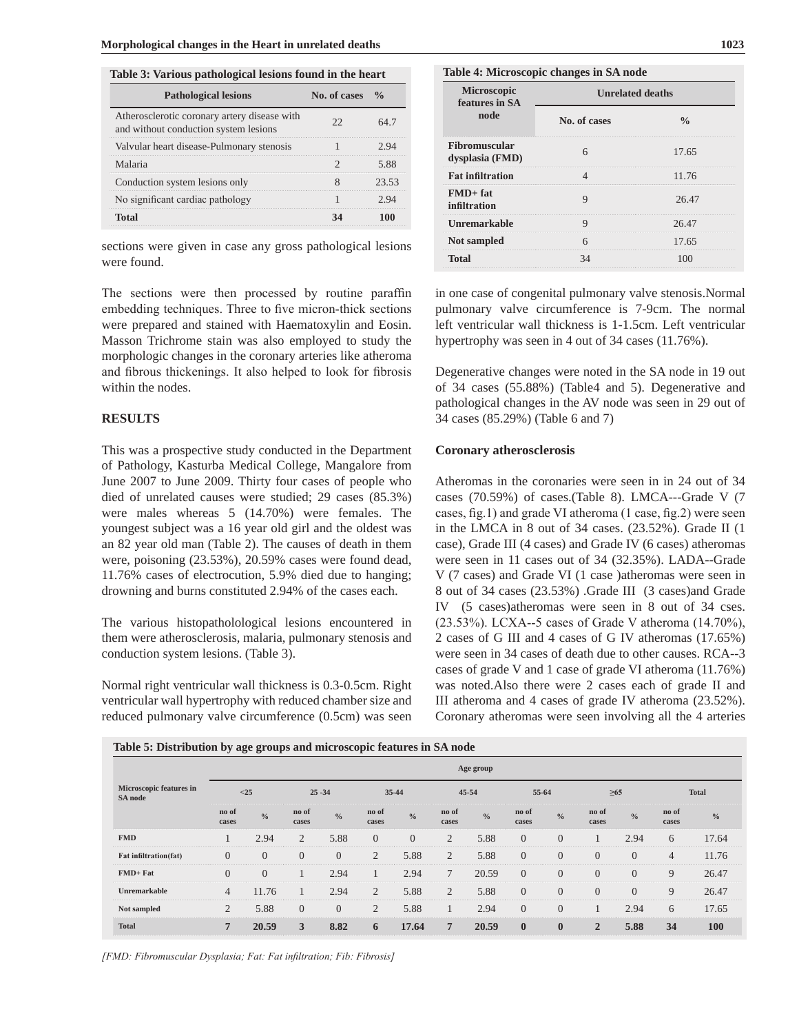**Table 3: Various pathological lesions found in the heart**

| Pathological lesions | No. of cases | % |
|---|---|---|
| Atherosclerotic coronary artery disease with and without conduction system lesions | 22 | 64.7 |
| Valvular heart disease-Pulmonary stenosis | 1 | 2.94 |
| Malaria | 2 | 5.88 |
| Conduction system lesions only | 8 | 23.53 |
| No significant cardiac pathology | 1 | 2.94 |
| **Total** | **34** | **100** |

sections were given in case any gross pathological lesions were found.

The sections were then processed by routine paraffin embedding techniques. Three to five micron-thick sections were prepared and stained with Haematoxylin and Eosin. Masson Trichrome stain was also employed to study the morphologic changes in the coronary arteries like atheroma and fibrous thickenings. It also helped to look for fibrosis within the nodes.

## RESULTS

This was a prospective study conducted in the Department of Pathology, Kasturba Medical College, Mangalore from June 2007 to June 2009. Thirty four cases of people who died of unrelated causes were studied; 29 cases (85.3%) were males whereas 5 (14.70%) were females. The youngest subject was a 16 year old girl and the oldest was an 82 year old man (Table 2). The causes of death in them were, poisoning (23.53%), 20.59% cases were found dead, 11.76% cases of electrocution, 5.9% died due to hanging; drowning and burns constituted 2.94% of the cases each.

The various histopathololological lesions encountered in them were atherosclerosis, malaria, pulmonary stenosis and conduction system lesions. (Table 3).

Normal right ventricular wall thickness is 0.3-0.5cm. Right ventricular wall hypertrophy with reduced chamber size and reduced pulmonary valve circumference (0.5cm) was seen in one case of congenital pulmonary valve stenosis.Normal pulmonary valve circumference is 7-9cm. The normal left ventricular wall thickness is 1-1.5cm. Left ventricular hypertrophy was seen in 4 out of 34 cases (11.76%).

**Table 4: Microscopic changes in SA node**

| Microscopic features in SA node | Unrelated deaths | |
|---|---|---|
| | No. of cases | % |
| **Fibromuscular dysplasia (FMD)** | 6 | 17.65 |
| **Fat infiltration** | 4 | 11.76 |
| **FMD+ fat infiltration** | 9 | 26.47 |
| **Unremarkable** | 9 | 26.47 |
| **Not sampled** | 6 | 17.65 |
| **Total** | 34 | 100 |

Degenerative changes were noted in the SA node in 19 out of 34 cases (55.88%) (Table4 and 5). Degenerative and pathological changes in the AV node was seen in 29 out of 34 cases (85.29%) (Table 6 and 7)

### Coronary atherosclerosis

Atheromas in the coronaries were seen in in 24 out of 34 cases (70.59%) of cases.(Table 8). LMCA---Grade V (7 cases, fig.1) and grade VI atheroma (1 case, fig.2) were seen in the LMCA in 8 out of 34 cases. (23.52%). Grade II (1 case), Grade III (4 cases) and Grade IV (6 cases) atheromas were seen in 11 cases out of 34 (32.35%). LADA--Grade V (7 cases) and Grade VI (1 case )atheromas were seen in 8 out of 34 cases (23.53%) .Grade III (3 cases)and Grade IV (5 cases)atheromas were seen in 8 out of 34 cses. (23.53%). LCXA--5 cases of Grade V atheroma (14.70%), 2 cases of G III and 4 cases of G IV atheromas (17.65%) were seen in 34 cases of death due to other causes. RCA--3 cases of grade V and 1 case of grade VI atheroma (11.76%) was noted.Also there were 2 cases each of grade II and III atheroma and 4 cases of grade IV atheroma (23.52%). Coronary atheromas were seen involving all the 4 arteries

**Table 5: Distribution by age groups and microscopic features in SA node**

| Microscopic features in SA node | Age group | | | | | | | | | | | | | |
|---|---|---|---|---|---|---|---|---|---|---|---|---|---|---|
| | <25 | | 25 -34 | | 35-44 | | 45-54 | | 55-64 | | ≥65 | | Total | |
| | no of cases | % | no of cases | % | no of cases | % | no of cases | % | no of cases | % | no of cases | % | no of cases | % |
| **FMD** | 1 | 2.94 | 2 | 5.88 | 0 | 0 | 2 | 5.88 | 0 | 0 | 1 | 2.94 | 6 | 17.64 |
| **Fat infiltration(fat)** | 0 | 0 | 0 | 0 | 2 | 5.88 | 2 | 5.88 | 0 | 0 | 0 | 0 | 4 | 11.76 |
| **FMD+ Fat** | 0 | 0 | 1 | 2.94 | 1 | 2.94 | 7 | 20.59 | 0 | 0 | 0 | 0 | 9 | 26.47 |
| **Unremarkable** | 4 | 11.76 | 1 | 2.94 | 2 | 5.88 | 2 | 5.88 | 0 | 0 | 0 | 0 | 9 | 26.47 |
| **Not sampled** | 2 | 5.88 | 0 | 0 | 2 | 5.88 | 1 | 2.94 | 0 | 0 | 1 | 2.94 | 6 | 17.65 |
| **Total** | **7** | **20.59** | **3** | **8.82** | **6** | **17.64** | **7** | **20.59** | **0** | **0** | **2** | **5.88** | **34** | **100** |

*[FMD: Fibromuscular Dysplasia; Fat: Fat infiltration; Fib: Fibrosis]*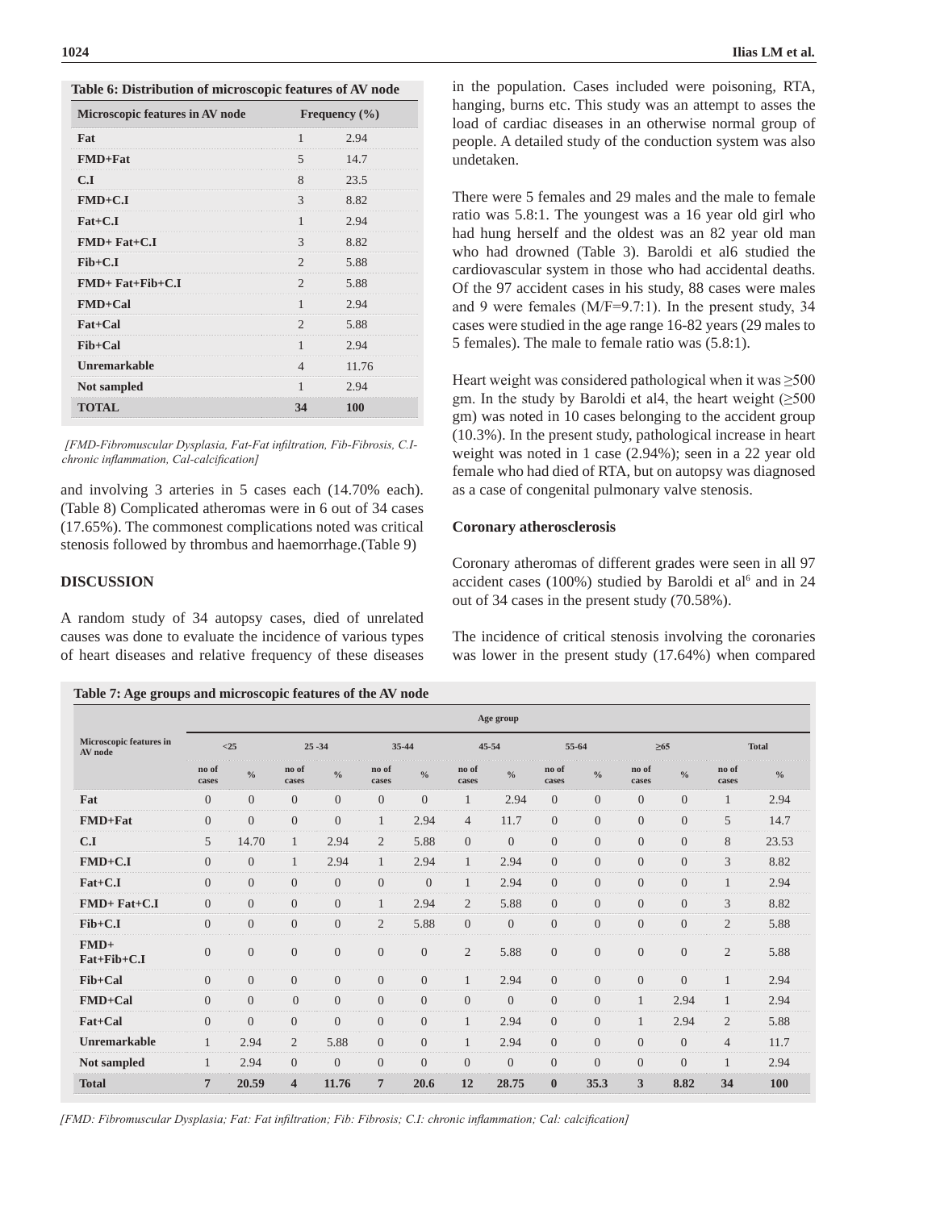**Table 6: Distribution of microscopic features of AV node**

| Microscopic features in AV node | Frequency (%) | |
|---|---|---|
| Fat | 1 | 2.94 |
| FMD+Fat | 5 | 14.7 |
| C.I | 8 | 23.5 |
| FMD+C.I | 3 | 8.82 |
| Fat+C.I | 1 | 2.94 |
| FMD+ Fat+C.I | 3 | 8.82 |
| Fib+C.I | 2 | 5.88 |
| FMD+ Fat+Fib+C.I | 2 | 5.88 |
| FMD+Cal | 1 | 2.94 |
| Fat+Cal | 2 | 5.88 |
| Fib+Cal | 1 | 2.94 |
| Unremarkable | 4 | 11.76 |
| Not sampled | 1 | 2.94 |
| **TOTAL** | **34** | **100** |

*[FMD-Fibromuscular Dysplasia, Fat-Fat infiltration, Fib-Fibrosis, C.I-chronic inflammation, Cal-calcification]*

and involving 3 arteries in 5 cases each (14.70% each). (Table 8) Complicated atheromas were in 6 out of 34 cases (17.65%). The commonest complications noted was critical stenosis followed by thrombus and haemorrhage.(Table 9)

## DISCUSSION

A random study of 34 autopsy cases, died of unrelated causes was done to evaluate the incidence of various types of heart diseases and relative frequency of these diseases in the population. Cases included were poisoning, RTA, hanging, burns etc. This study was an attempt to asses the load of cardiac diseases in an otherwise normal group of people. A detailed study of the conduction system was also undetaken.

There were 5 females and 29 males and the male to female ratio was 5.8:1. The youngest was a 16 year old girl who had hung herself and the oldest was an 82 year old man who had drowned (Table 3). Baroldi et al6 studied the cardiovascular system in those who had accidental deaths. Of the 97 accident cases in his study, 88 cases were males and 9 were females (M/F=9.7:1). In the present study, 34 cases were studied in the age range 16-82 years (29 males to 5 females). The male to female ratio was (5.8:1).

Heart weight was considered pathological when it was ≥500 gm. In the study by Baroldi et al4, the heart weight (≥500 gm) was noted in 10 cases belonging to the accident group (10.3%). In the present study, pathological increase in heart weight was noted in 1 case (2.94%); seen in a 22 year old female who had died of RTA, but on autopsy was diagnosed as a case of congenital pulmonary valve stenosis.

### Coronary atherosclerosis

Coronary atheromas of different grades were seen in all 97 accident cases (100%) studied by Baroldi et al[6] and in 24 out of 34 cases in the present study (70.58%).

The incidence of critical stenosis involving the coronaries was lower in the present study (17.64%) when compared

**Table 7: Age groups and microscopic features of the AV node**

| Microscopic features in AV node | Age group | | | | | | | | | | | | | |
|---|---|---|---|---|---|---|---|---|---|---|---|---|---|---|
| | <25 | | 25 -34 | | 35-44 | | 45-54 | | 55-64 | | ≥65 | | Total | |
| | no of cases | % | no of cases | % | no of cases | % | no of cases | % | no of cases | % | no of cases | % | no of cases | % |
| Fat | 0 | 0 | 0 | 0 | 0 | 0 | 1 | 2.94 | 0 | 0 | 0 | 0 | 1 | 2.94 |
| FMD+Fat | 0 | 0 | 0 | 0 | 1 | 2.94 | 4 | 11.7 | 0 | 0 | 0 | 0 | 5 | 14.7 |
| C.I | 5 | 14.70 | 1 | 2.94 | 2 | 5.88 | 0 | 0 | 0 | 0 | 0 | 0 | 8 | 23.53 |
| FMD+C.I | 0 | 0 | 1 | 2.94 | 1 | 2.94 | 1 | 2.94 | 0 | 0 | 0 | 0 | 3 | 8.82 |
| Fat+C.I | 0 | 0 | 0 | 0 | 0 | 0 | 1 | 2.94 | 0 | 0 | 0 | 0 | 1 | 2.94 |
| FMD+ Fat+C.I | 0 | 0 | 0 | 0 | 1 | 2.94 | 2 | 5.88 | 0 | 0 | 0 | 0 | 3 | 8.82 |
| Fib+C.I | 0 | 0 | 0 | 0 | 2 | 5.88 | 0 | 0 | 0 | 0 | 0 | 0 | 2 | 5.88 |
| FMD+ Fat+Fib+C.I | 0 | 0 | 0 | 0 | 0 | 0 | 2 | 5.88 | 0 | 0 | 0 | 0 | 2 | 5.88 |
| Fib+Cal | 0 | 0 | 0 | 0 | 0 | 0 | 1 | 2.94 | 0 | 0 | 0 | 0 | 1 | 2.94 |
| FMD+Cal | 0 | 0 | 0 | 0 | 0 | 0 | 0 | 0 | 0 | 0 | 1 | 2.94 | 1 | 2.94 |
| Fat+Cal | 0 | 0 | 0 | 0 | 0 | 0 | 1 | 2.94 | 0 | 0 | 1 | 2.94 | 2 | 5.88 |
| Unremarkable | 1 | 2.94 | 2 | 5.88 | 0 | 0 | 1 | 2.94 | 0 | 0 | 0 | 0 | 4 | 11.7 |
| Not sampled | 1 | 2.94 | 0 | 0 | 0 | 0 | 0 | 0 | 0 | 0 | 0 | 0 | 1 | 2.94 |
| **Total** | **7** | **20.59** | **4** | **11.76** | **7** | **20.6** | **12** | **28.75** | **0** | **35.3** | **3** | **8.82** | **34** | **100** |

*[FMD: Fibromuscular Dysplasia; Fat: Fat infiltration; Fib: Fibrosis; C.I: chronic inflammation; Cal: calcification]*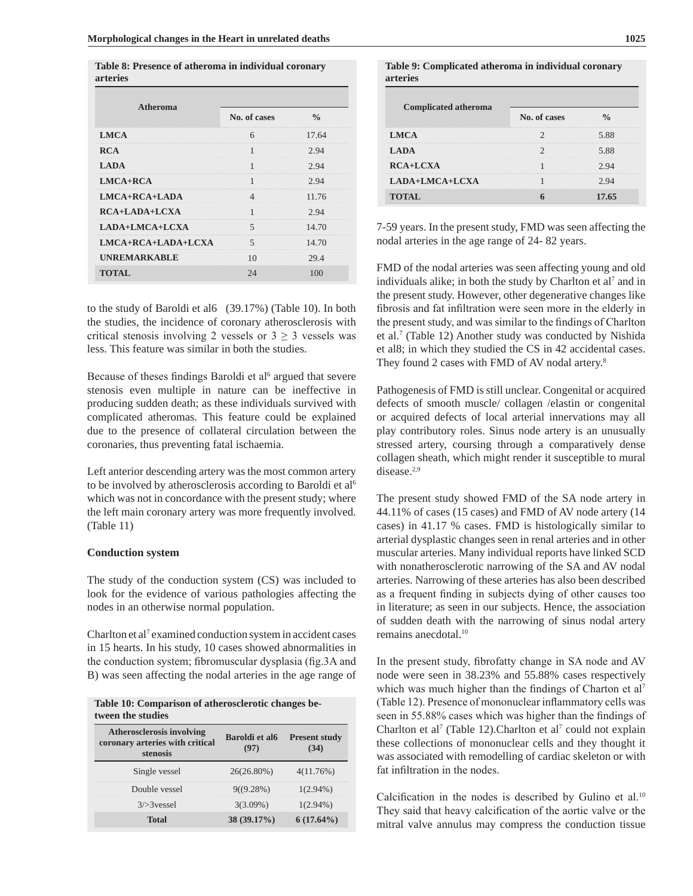**Table 8: Presence of atheroma in individual coronary arteries**

| Atheroma | No. of cases | % |
|---|---|---|
| **LMCA** | 6 | 17.64 |
| **RCA** | 1 | 2.94 |
| **LADA** | 1 | 2.94 |
| **LMCA+RCA** | 1 | 2.94 |
| **LMCA+RCA+LADA** | 4 | 11.76 |
| **RCA+LADA+LCXA** | 1 | 2.94 |
| **LADA+LMCA+LCXA** | 5 | 14.70 |
| **LMCA+RCA+LADA+LCXA** | 5 | 14.70 |
| **UNREMARKABLE** | 10 | 29.4 |
| **TOTAL** | 24 | 100 |

to the study of Baroldi et al6 (39.17%) (Table 10). In both the studies, the incidence of coronary atherosclerosis with critical stenosis involving 2 vessels or 3 ≥ 3 vessels was less. This feature was similar in both the studies.

Because of theses findings Baroldi et al[6] argued that severe stenosis even multiple in nature can be ineffective in producing sudden death; as these individuals survived with complicated atheromas. This feature could be explained due to the presence of collateral circulation between the coronaries, thus preventing fatal ischaemia.

Left anterior descending artery was the most common artery to be involved by atherosclerosis according to Baroldi et al[6] which was not in concordance with the present study; where the left main coronary artery was more frequently involved. (Table 11)

**Conduction system**

The study of the conduction system (CS) was included to look for the evidence of various pathologies affecting the nodes in an otherwise normal population.

Charlton et al[7] examined conduction system in accident cases in 15 hearts. In his study, 10 cases showed abnormalities in the conduction system; fibromuscular dysplasia (fig.3A and B) was seen affecting the nodal arteries in the age range of 7-59 years. In the present study, FMD was seen affecting the nodal arteries in the age range of 24- 82 years.

**Table 10: Comparison of atherosclerotic changes between the studies**

| Atherosclerosis involving coronary arteries with critical stenosis | Baroldi et al6 (97) | Present study (34) |
|---|---|---|
| Single vessel | 26(26.80%) | 4(11.76%) |
| Double vessel | 9((9.28%) | 1(2.94%) |
| 3/>3vessel | 3(3.09%) | 1(2.94%) |
| **Total** | **38 (39.17%)** | **6 (17.64%)** |

**Table 9: Complicated atheroma in individual coronary arteries**

| Complicated atheroma | No. of cases | % |
|---|---|---|
| **LMCA** | 2 | 5.88 |
| **LADA** | 2 | 5.88 |
| **RCA+LCXA** | 1 | 2.94 |
| **LADA+LMCA+LCXA** | 1 | 2.94 |
| **TOTAL** | **6** | **17.65** |

FMD of the nodal arteries was seen affecting young and old individuals alike; in both the study by Charlton et al[7] and in the present study. However, other degenerative changes like fibrosis and fat infiltration were seen more in the elderly in the present study, and was similar to the findings of Charlton et al.[7] (Table 12) Another study was conducted by Nishida et al8; in which they studied the CS in 42 accidental cases. They found 2 cases with FMD of AV nodal artery.[8]

Pathogenesis of FMD is still unclear. Congenital or acquired defects of smooth muscle/ collagen /elastin or congenital or acquired defects of local arterial innervations may all play contributory roles. Sinus node artery is an unusually stressed artery, coursing through a comparatively dense collagen sheath, which might render it susceptible to mural disease.[2,9]

The present study showed FMD of the SA node artery in 44.11% of cases (15 cases) and FMD of AV node artery (14 cases) in 41.17 % cases. FMD is histologically similar to arterial dysplastic changes seen in renal arteries and in other muscular arteries. Many individual reports have linked SCD with nonatherosclerotic narrowing of the SA and AV nodal arteries. Narrowing of these arteries has also been described as a frequent finding in subjects dying of other causes too in literature; as seen in our subjects. Hence, the association of sudden death with the narrowing of sinus nodal artery remains anecdotal.[10]

In the present study, fibrofatty change in SA node and AV node were seen in 38.23% and 55.88% cases respectively which was much higher than the findings of Charton et al[7] (Table 12). Presence of mononuclear inflammatory cells was seen in 55.88% cases which was higher than the findings of Charlton et al[7] (Table 12).Charlton et al[7] could not explain these collections of mononuclear cells and they thought it was associated with remodelling of cardiac skeleton or with fat infiltration in the nodes.

Calcification in the nodes is described by Gulino et al.[10] They said that heavy calcification of the aortic valve or the mitral valve annulus may compress the conduction tissue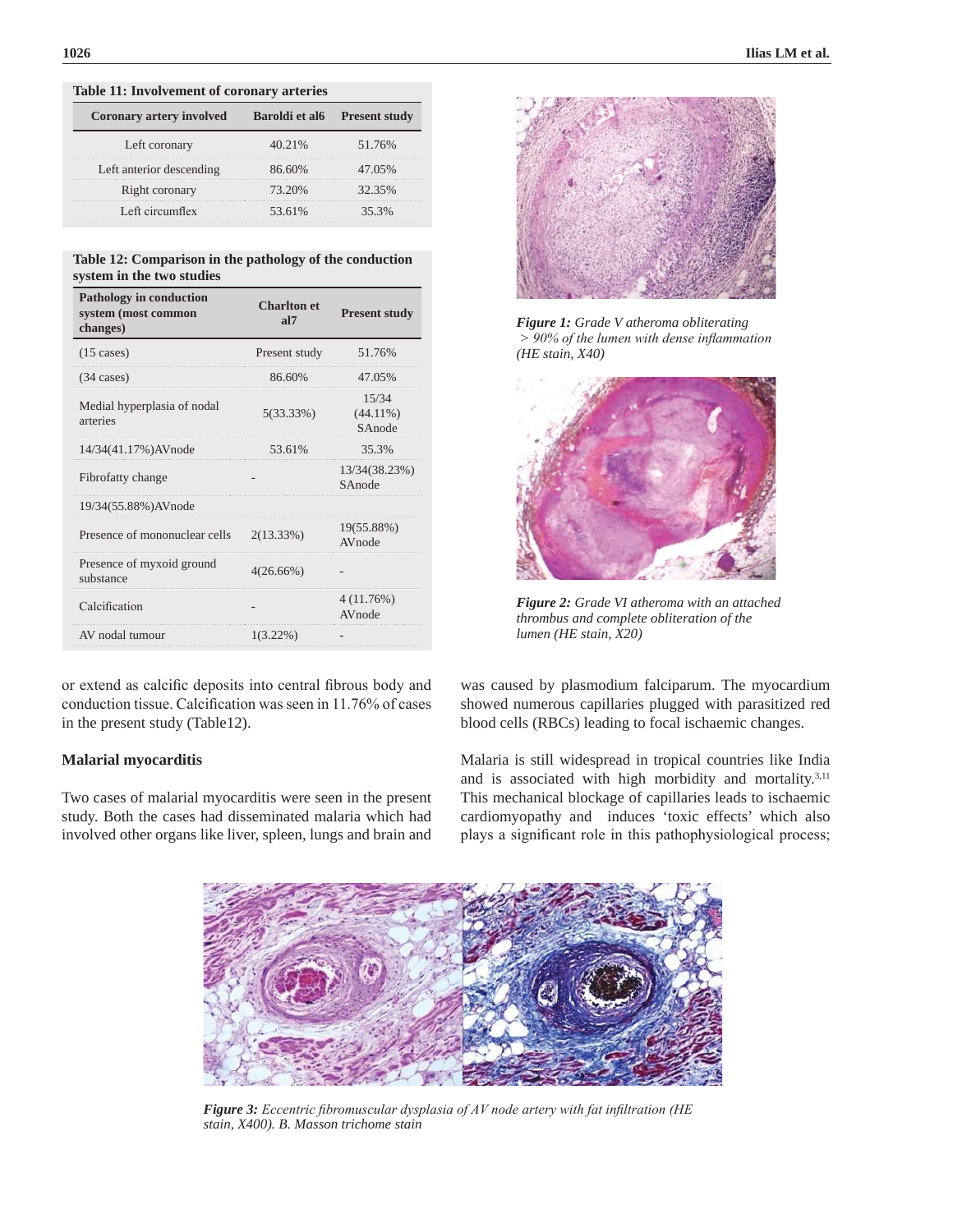**Table 11: Involvement of coronary arteries**

| Coronary artery involved | Baroldi et al6 | Present study |
|---|---|---|
| Left coronary | 40.21% | 51.76% |
| Left anterior descending | 86.60% | 47.05% |
| Right coronary | 73.20% | 32.35% |
| Left circumflex | 53.61% | 35.3% |

**Table 12: Comparison in the pathology of the conduction system in the two studies**

| Pathology in conduction system (most common changes) | Charlton et al7 | Present study |
|---|---|---|
| (15 cases) | Present study | 51.76% |
| (34 cases) | 86.60% | 47.05% |
| Medial hyperplasia of nodal arteries | 5(33.33%) | 15/34 (44.11%) SAnode |
| 14/34(41.17%)AVnode | 53.61% | 35.3% |
| Fibrofatty change | - | 13/34(38.23%) SAnode |
| 19/34(55.88%)AVnode | | |
| Presence of mononuclear cells | 2(13.33%) | 19(55.88%) AVnode |
| Presence of myxoid ground substance | 4(26.66%) | - |
| Calcification | - | 4 (11.76%) AVnode |
| AV nodal tumour | 1(3.22%) | - |

or extend as calcific deposits into central fibrous body and conduction tissue. Calcification was seen in 11.76% of cases in the present study (Table12).

### Malarial myocarditis

Two cases of malarial myocarditis were seen in the present study. Both the cases had disseminated malaria which had involved other organs like liver, spleen, lungs and brain and was caused by plasmodium falciparum. The myocardium showed numerous capillaries plugged with parasitized red blood cells (RBCs) leading to focal ischaemic changes.

Malaria is still widespread in tropical countries like India and is associated with high morbidity and mortality.[3,11] This mechanical blockage of capillaries leads to ischaemic cardiomyopathy and induces 'toxic effects' which also plays a significant role in this pathophysiological process;

***Figure 1:*** *Grade V atheroma obliterating > 90% of the lumen with dense inflammation (HE stain, X40)*

***Figure 2:*** *Grade VI atheroma with an attached thrombus and complete obliteration of the lumen (HE stain, X20)*

***Figure 3:*** *Eccentric fibromuscular dysplasia of AV node artery with fat infiltration (HE stain, X400). B. Masson trichome stain*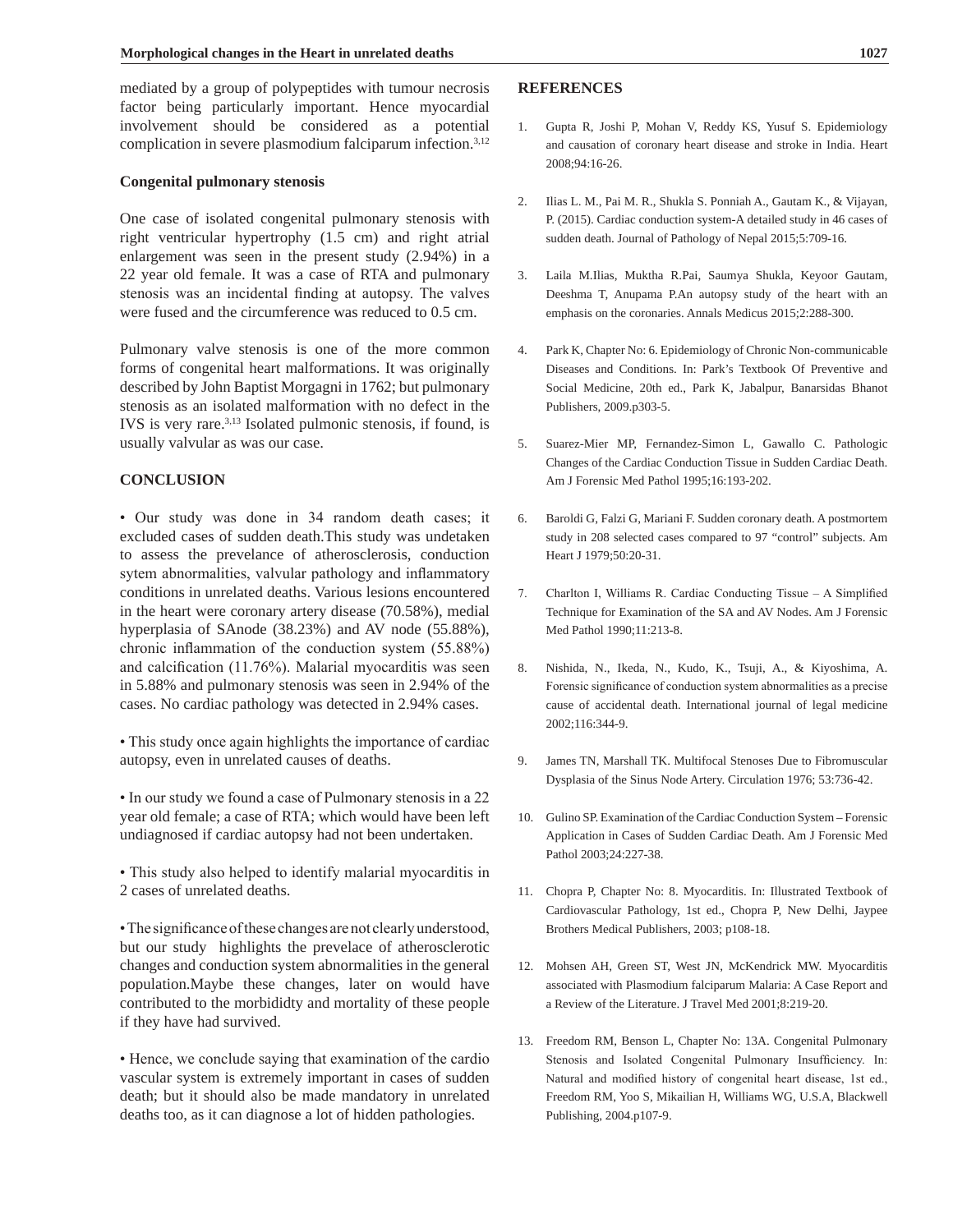mediated by a group of polypeptides with tumour necrosis factor being particularly important. Hence myocardial involvement should be considered as a potential complication in severe plasmodium falciparum infection.[3,12]

**Congenital pulmonary stenosis**

One case of isolated congenital pulmonary stenosis with right ventricular hypertrophy (1.5 cm) and right atrial enlargement was seen in the present study (2.94%) in a 22 year old female. It was a case of RTA and pulmonary stenosis was an incidental finding at autopsy. The valves were fused and the circumference was reduced to 0.5 cm.

Pulmonary valve stenosis is one of the more common forms of congenital heart malformations. It was originally described by John Baptist Morgagni in 1762; but pulmonary stenosis as an isolated malformation with no defect in the IVS is very rare.[3,13] Isolated pulmonic stenosis, if found, is usually valvular as was our case.

## CONCLUSION

• Our study was done in 34 random death cases; it excluded cases of sudden death.This study was undetaken to assess the prevelance of atherosclerosis, conduction sytem abnormalities, valvular pathology and inflammatory conditions in unrelated deaths. Various lesions encountered in the heart were coronary artery disease (70.58%), medial hyperplasia of SAnode (38.23%) and AV node (55.88%), chronic inflammation of the conduction system (55.88%) and calcification (11.76%). Malarial myocarditis was seen in 5.88% and pulmonary stenosis was seen in 2.94% of the cases. No cardiac pathology was detected in 2.94% cases.

• This study once again highlights the importance of cardiac autopsy, even in unrelated causes of deaths.

• In our study we found a case of Pulmonary stenosis in a 22 year old female; a case of RTA; which would have been left undiagnosed if cardiac autopsy had not been undertaken.

• This study also helped to identify malarial myocarditis in 2 cases of unrelated deaths.

• The significance of these changes are not clearly understood, but our study highlights the prevelace of atherosclerotic changes and conduction system abnormalities in the general population.Maybe these changes, later on would have contributed to the morbididty and mortality of these people if they have had survived.

• Hence, we conclude saying that examination of the cardio vascular system is extremely important in cases of sudden death; but it should also be made mandatory in unrelated deaths too, as it can diagnose a lot of hidden pathologies.

## REFERENCES

1. Gupta R, Joshi P, Mohan V, Reddy KS, Yusuf S. Epidemiology and causation of coronary heart disease and stroke in India. Heart 2008;94:16-26.
2. Ilias L. M., Pai M. R., Shukla S. Ponniah A., Gautam K., & Vijayan, P. (2015). Cardiac conduction system-A detailed study in 46 cases of sudden death. Journal of Pathology of Nepal 2015;5:709-16.
3. Laila M.Ilias, Muktha R.Pai, Saumya Shukla, Keyoor Gautam, Deeshma T, Anupama P.An autopsy study of the heart with an emphasis on the coronaries. Annals Medicus 2015;2:288-300.
4. Park K, Chapter No: 6. Epidemiology of Chronic Non-communicable Diseases and Conditions. In: Park's Textbook Of Preventive and Social Medicine, 20th ed., Park K, Jabalpur, Banarsidas Bhanot Publishers, 2009.p303-5.
5. Suarez-Mier MP, Fernandez-Simon L, Gawallo C. Pathologic Changes of the Cardiac Conduction Tissue in Sudden Cardiac Death. Am J Forensic Med Pathol 1995;16:193-202.
6. Baroldi G, Falzi G, Mariani F. Sudden coronary death. A postmortem study in 208 selected cases compared to 97 "control" subjects. Am Heart J 1979;50:20-31.
7. Charlton I, Williams R. Cardiac Conducting Tissue – A Simplified Technique for Examination of the SA and AV Nodes. Am J Forensic Med Pathol 1990;11:213-8.
8. Nishida, N., Ikeda, N., Kudo, K., Tsuji, A., & Kiyoshima, A. Forensic significance of conduction system abnormalities as a precise cause of accidental death. International journal of legal medicine 2002;116:344-9.
9. James TN, Marshall TK. Multifocal Stenoses Due to Fibromuscular Dysplasia of the Sinus Node Artery. Circulation 1976; 53:736-42.
10. Gulino SP. Examination of the Cardiac Conduction System – Forensic Application in Cases of Sudden Cardiac Death. Am J Forensic Med Pathol 2003;24:227-38.
11. Chopra P, Chapter No: 8. Myocarditis. In: Illustrated Textbook of Cardiovascular Pathology, 1st ed., Chopra P, New Delhi, Jaypee Brothers Medical Publishers, 2003; p108-18.
12. Mohsen AH, Green ST, West JN, McKendrick MW. Myocarditis associated with Plasmodium falciparum Malaria: A Case Report and a Review of the Literature. J Travel Med 2001;8:219-20.
13. Freedom RM, Benson L, Chapter No: 13A. Congenital Pulmonary Stenosis and Isolated Congenital Pulmonary Insufficiency. In: Natural and modified history of congenital heart disease, 1st ed., Freedom RM, Yoo S, Mikailian H, Williams WG, U.S.A, Blackwell Publishing, 2004.p107-9.